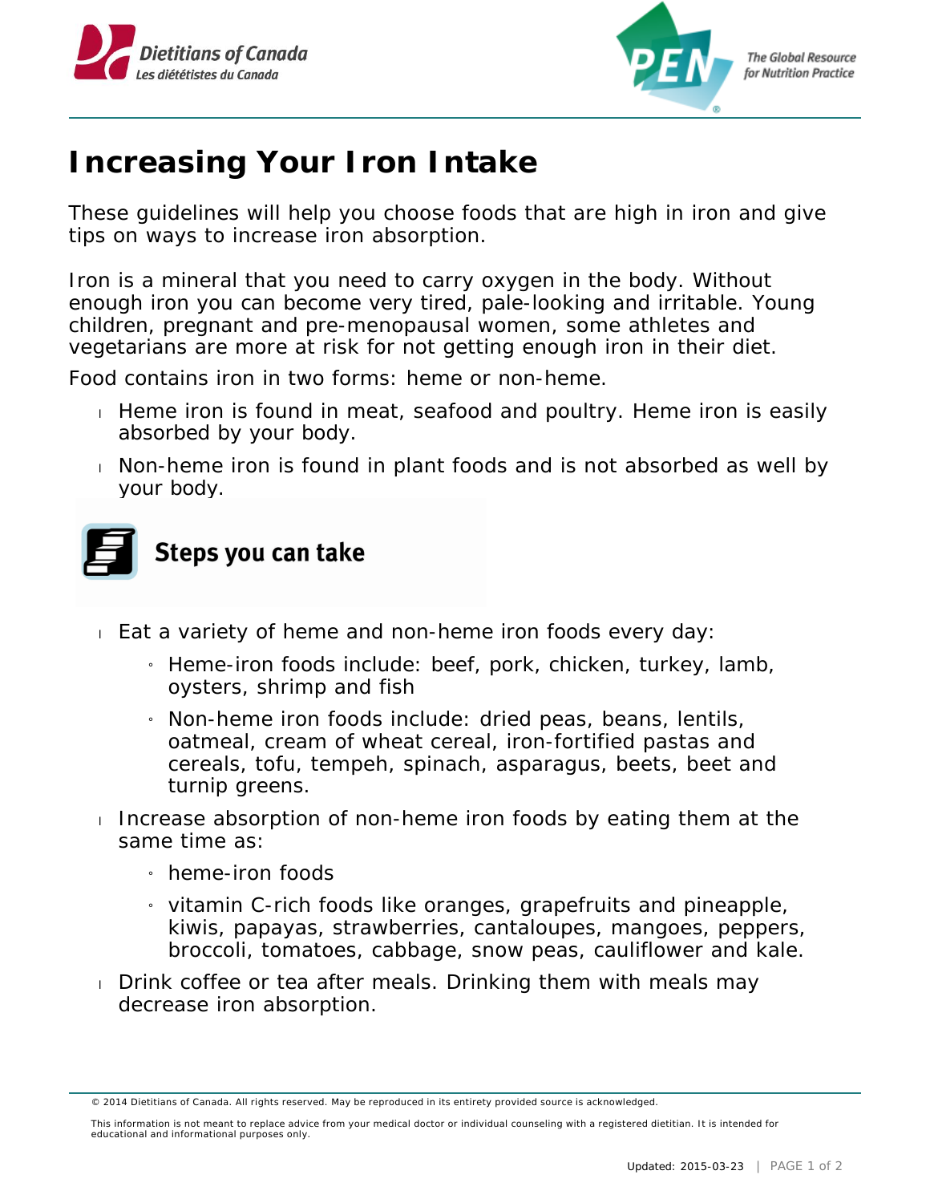# Increasing Your Iron Intake

These guidelines will help you choose foods that are high in iron and give tips on ways to increase iron absorption.

Iron is a mineral that you need to carry oxygen in the body. Without enough iron you can become very tired, pale-looking and irritable. Young children, pregnant and pre-menopausal women, some athletes and vegetarians are more at risk for not getting enough iron in their diet.

Food contains iron in two forms: heme or non-heme.

- Heme iron is found in meat, seafood and poultry. Heme iron is easily absorbed by your body.
- Non-heme iron is found in plant foods and is not absorbed as well by your body.

## Steps you can take

- Eat a variety of heme and non-heme iron foods every day:
  - Heme-iron foods include: beef, pork, chicken, turkey, lamb, oysters, shrimp and fish
  - Non-heme iron foods include: dried peas, beans, lentils, oatmeal, cream of wheat cereal, iron-fortified pastas and cereals, tofu, tempeh, spinach, asparagus, beets, beet and turnip greens.
- Increase absorption of non-heme iron foods by eating them at the same time as:
  - heme-iron foods
  - vitamin C-rich foods like oranges, grapefruits and pineapple, kiwis, papayas, strawberries, cantaloupes, mangoes, peppers, broccoli, tomatoes, cabbage, snow peas, cauliflower and kale.
- Drink coffee or tea after meals. Drinking them with meals may decrease iron absorption.

© 2014 Dietitians of Canada. All rights reserved. May be reproduced in its entirety provided source is acknowledged.

This information is not meant to replace advice from your medical doctor or individual counseling with a registered dietitian. It is intended for educational and informational purposes only.

Updated: 2015-03-23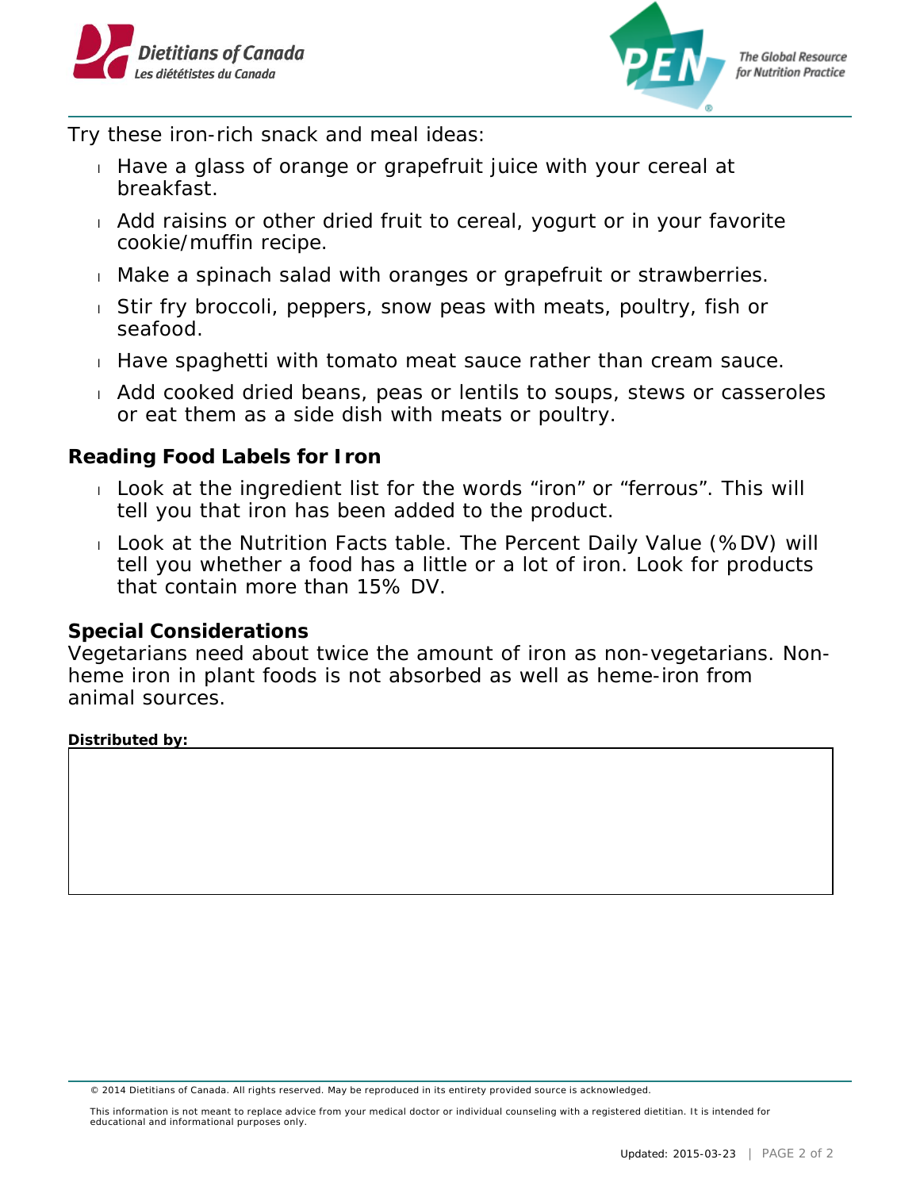Try these iron-rich snack and meal ideas:

- Have a glass of orange or grapefruit juice with your cereal at breakfast.
- Add raisins or other dried fruit to cereal, yogurt or in your favorite cookie/muffin recipe.
- Make a spinach salad with oranges or grapefruit or strawberries.
- Stir fry broccoli, peppers, snow peas with meats, poultry, fish or seafood.
- Have spaghetti with tomato meat sauce rather than cream sauce.
- Add cooked dried beans, peas or lentils to soups, stews or casseroles or eat them as a side dish with meats or poultry.

## Reading Food Labels for Iron

- Look at the ingredient list for the words "iron" or "ferrous". This will tell you that iron has been added to the product.
- Look at the Nutrition Facts table. The Percent Daily Value (%DV) will tell you whether a food has a little or a lot of iron. Look for products that contain more than 15% DV.

## Special Considerations

Vegetarians need about twice the amount of iron as non-vegetarians. Non-heme iron in plant foods is not absorbed as well as heme-iron from animal sources.

**Distributed by:**

© 2014 Dietitians of Canada. All rights reserved. May be reproduced in its entirety provided source is acknowledged.

This information is not meant to replace advice from your medical doctor or individual counseling with a registered dietitian. It is intended for educational and informational purposes only.

Updated: 2015-03-23